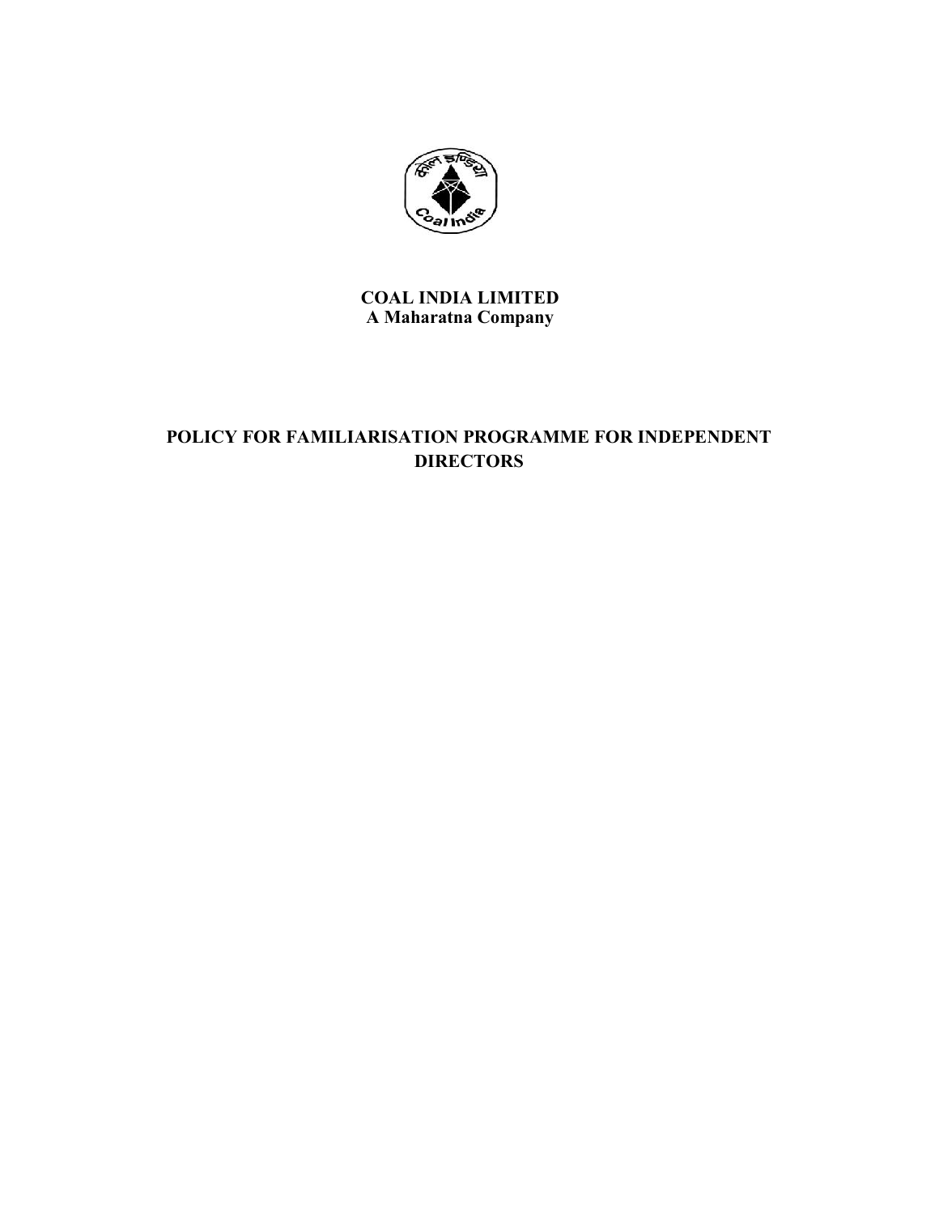**COAL INDIA LIMITED**
**A Maharatna Company**

# POLICY FOR FAMILIARISATION PROGRAMME FOR INDEPENDENT DIRECTORS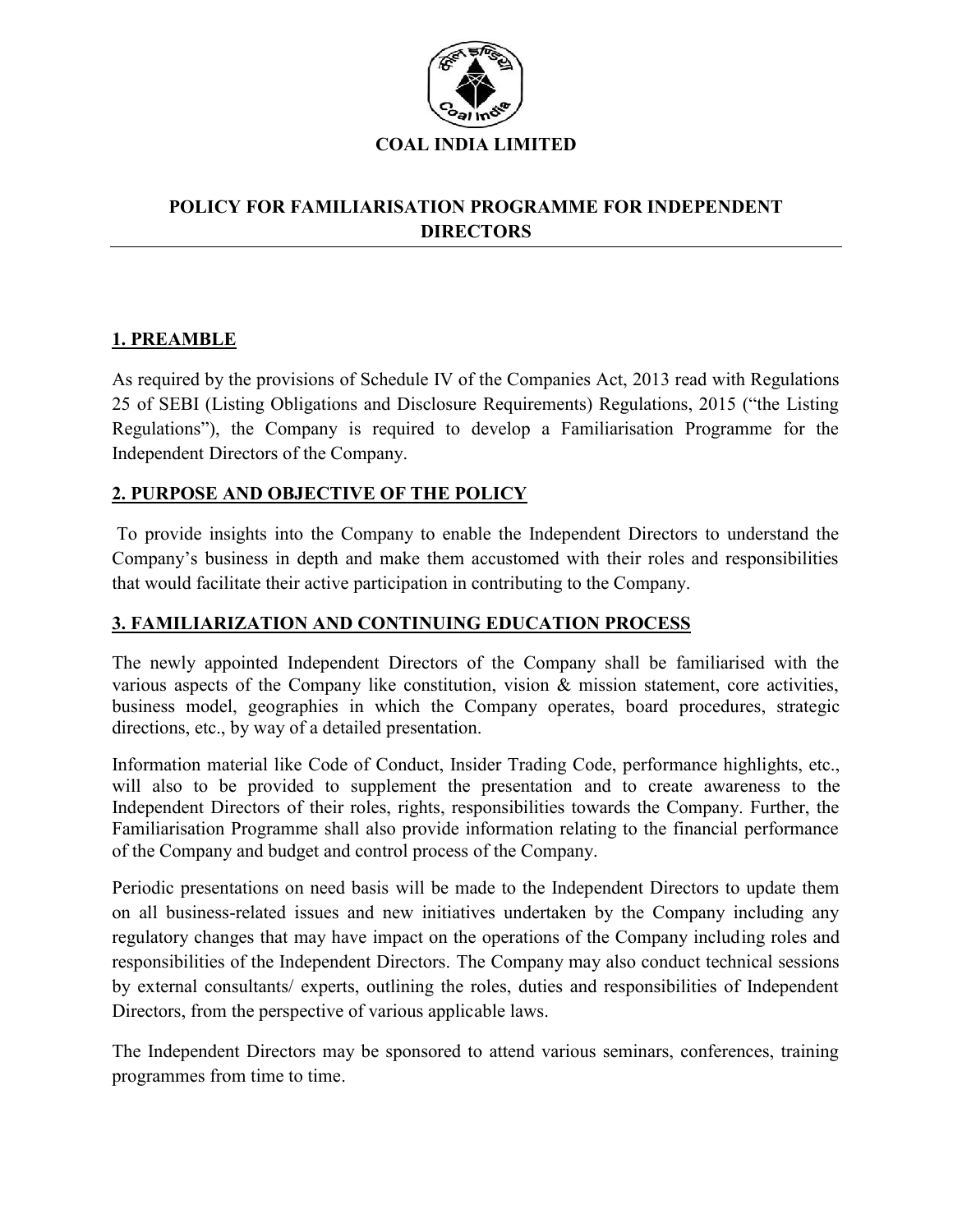**COAL INDIA LIMITED**

## POLICY FOR FAMILIARISATION PROGRAMME FOR INDEPENDENT DIRECTORS

### 1. PREAMBLE

As required by the provisions of Schedule IV of the Companies Act, 2013 read with Regulations 25 of SEBI (Listing Obligations and Disclosure Requirements) Regulations, 2015 ("the Listing Regulations"), the Company is required to develop a Familiarisation Programme for the Independent Directors of the Company.

### 2. PURPOSE AND OBJECTIVE OF THE POLICY

To provide insights into the Company to enable the Independent Directors to understand the Company's business in depth and make them accustomed with their roles and responsibilities that would facilitate their active participation in contributing to the Company.

### 3. FAMILIARIZATION AND CONTINUING EDUCATION PROCESS

The newly appointed Independent Directors of the Company shall be familiarised with the various aspects of the Company like constitution, vision & mission statement, core activities, business model, geographies in which the Company operates, board procedures, strategic directions, etc., by way of a detailed presentation.

Information material like Code of Conduct, Insider Trading Code, performance highlights, etc., will also to be provided to supplement the presentation and to create awareness to the Independent Directors of their roles, rights, responsibilities towards the Company. Further, the Familiarisation Programme shall also provide information relating to the financial performance of the Company and budget and control process of the Company.

Periodic presentations on need basis will be made to the Independent Directors to update them on all business-related issues and new initiatives undertaken by the Company including any regulatory changes that may have impact on the operations of the Company including roles and responsibilities of the Independent Directors. The Company may also conduct technical sessions by external consultants/ experts, outlining the roles, duties and responsibilities of Independent Directors, from the perspective of various applicable laws.

The Independent Directors may be sponsored to attend various seminars, conferences, training programmes from time to time.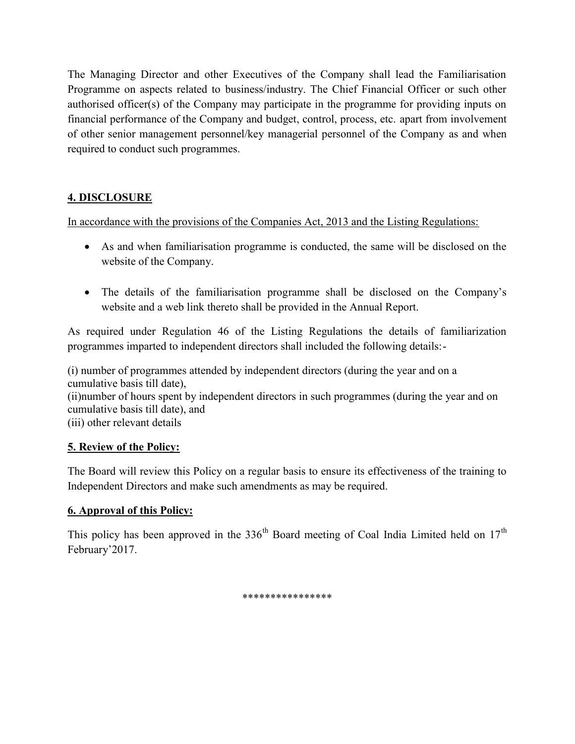The Managing Director and other Executives of the Company shall lead the Familiarisation Programme on aspects related to business/industry. The Chief Financial Officer or such other authorised officer(s) of the Company may participate in the programme for providing inputs on financial performance of the Company and budget, control, process, etc. apart from involvement of other senior management personnel/key managerial personnel of the Company as and when required to conduct such programmes.

## 4. DISCLOSURE

In accordance with the provisions of the Companies Act, 2013 and the Listing Regulations:

- As and when familiarisation programme is conducted, the same will be disclosed on the website of the Company.
- The details of the familiarisation programme shall be disclosed on the Company's website and a web link thereto shall be provided in the Annual Report.

As required under Regulation 46 of the Listing Regulations the details of familiarization programmes imparted to independent directors shall included the following details:-

(i) number of programmes attended by independent directors (during the year and on a cumulative basis till date),
(ii)number of hours spent by independent directors in such programmes (during the year and on cumulative basis till date), and
(iii) other relevant details

## 5. Review of the Policy:

The Board will review this Policy on a regular basis to ensure its effectiveness of the training to Independent Directors and make such amendments as may be required.

## 6. Approval of this Policy:

This policy has been approved in the 336th Board meeting of Coal India Limited held on 17th February'2017.

****************